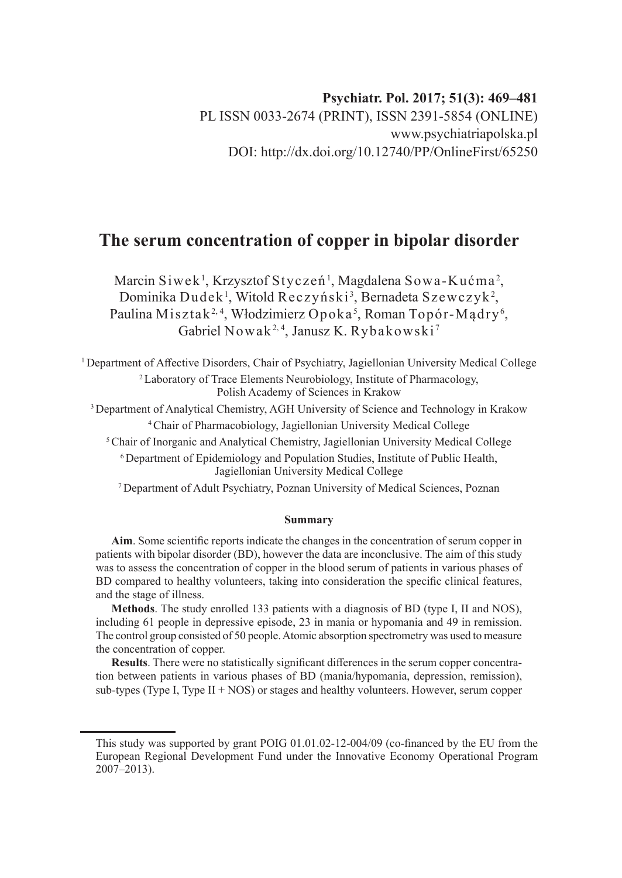PL ISSN 0033-2674 (PRINT), ISSN 2391-5854 (ONLINE)
www.psychiatriapolska.pl
DOI: http://dx.doi.org/10.12740/PP/OnlineFirst/65250

# The serum concentration of copper in bipolar disorder

Marcin Siwek[1], Krzysztof Styczeń[1], Magdalena Sowa-Kućma[2], Dominika Dudek[1], Witold Reczyński[3], Bernadeta Szewczyk[2], Paulina Misztak[2,4], Włodzimierz Opoka[5], Roman Topór-Mądry[6], Gabriel Nowak[2,4], Janusz K. Rybakowski[7]

[1] Department of Affective Disorders, Chair of Psychiatry, Jagiellonian University Medical College

[2] Laboratory of Trace Elements Neurobiology, Institute of Pharmacology, Polish Academy of Sciences in Krakow

[3] Department of Analytical Chemistry, AGH University of Science and Technology in Krakow

[4] Chair of Pharmacobiology, Jagiellonian University Medical College

[5] Chair of Inorganic and Analytical Chemistry, Jagiellonian University Medical College

[6] Department of Epidemiology and Population Studies, Institute of Public Health, Jagiellonian University Medical College

[7] Department of Adult Psychiatry, Poznan University of Medical Sciences, Poznan

#### Summary

**Aim**. Some scientific reports indicate the changes in the concentration of serum copper in patients with bipolar disorder (BD), however the data are inconclusive. The aim of this study was to assess the concentration of copper in the blood serum of patients in various phases of BD compared to healthy volunteers, taking into consideration the specific clinical features, and the stage of illness.

**Methods**. The study enrolled 133 patients with a diagnosis of BD (type I, II and NOS), including 61 people in depressive episode, 23 in mania or hypomania and 49 in remission. The control group consisted of 50 people. Atomic absorption spectrometry was used to measure the concentration of copper.

**Results**. There were no statistically significant differences in the serum copper concentration between patients in various phases of BD (mania/hypomania, depression, remission), sub-types (Type I, Type II + NOS) or stages and healthy volunteers. However, serum copper

---

This study was supported by grant POIG 01.01.02-12-004/09 (co-financed by the EU from the European Regional Development Fund under the Innovative Economy Operational Program 2007–2013).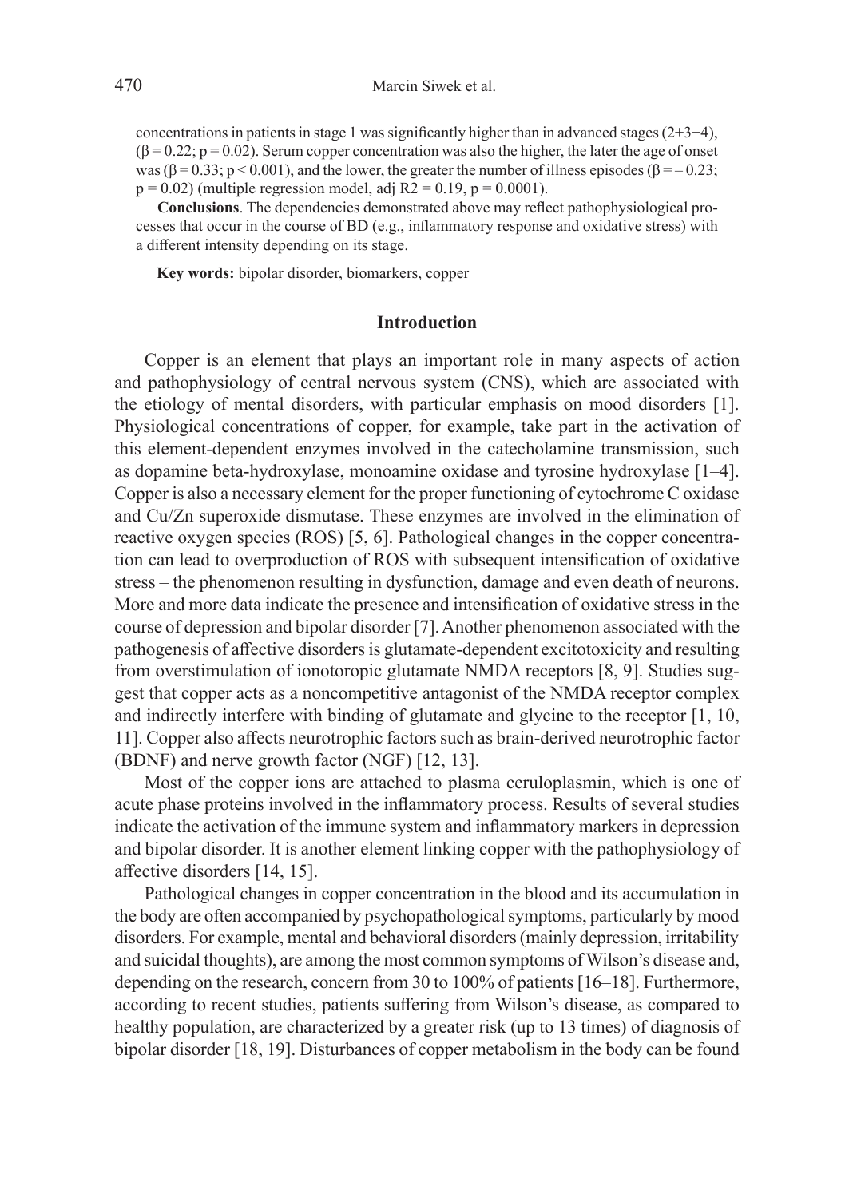concentrations in patients in stage 1 was significantly higher than in advanced stages (2+3+4), ($\beta = 0.22$; $p = 0.02$). Serum copper concentration was also the higher, the later the age of onset was ($\beta = 0.33$; $p < 0.001$), and the lower, the greater the number of illness episodes ($\beta = -0.23$; $p = 0.02$) (multiple regression model, adj $R2 = 0.19$, $p = 0.0001$).

**Conclusions**. The dependencies demonstrated above may reflect pathophysiological processes that occur in the course of BD (e.g., inflammatory response and oxidative stress) with a different intensity depending on its stage.

**Key words:** bipolar disorder, biomarkers, copper

## Introduction

Copper is an element that plays an important role in many aspects of action and pathophysiology of central nervous system (CNS), which are associated with the etiology of mental disorders, with particular emphasis on mood disorders [1]. Physiological concentrations of copper, for example, take part in the activation of this element-dependent enzymes involved in the catecholamine transmission, such as dopamine beta-hydroxylase, monoamine oxidase and tyrosine hydroxylase [1–4]. Copper is also a necessary element for the proper functioning of cytochrome C oxidase and Cu/Zn superoxide dismutase. These enzymes are involved in the elimination of reactive oxygen species (ROS) [5, 6]. Pathological changes in the copper concentration can lead to overproduction of ROS with subsequent intensification of oxidative stress – the phenomenon resulting in dysfunction, damage and even death of neurons. More and more data indicate the presence and intensification of oxidative stress in the course of depression and bipolar disorder [7]. Another phenomenon associated with the pathogenesis of affective disorders is glutamate-dependent excitotoxicity and resulting from overstimulation of ionotoropic glutamate NMDA receptors [8, 9]. Studies suggest that copper acts as a noncompetitive antagonist of the NMDA receptor complex and indirectly interfere with binding of glutamate and glycine to the receptor [1, 10, 11]. Copper also affects neurotrophic factors such as brain-derived neurotrophic factor (BDNF) and nerve growth factor (NGF) [12, 13].

Most of the copper ions are attached to plasma ceruloplasmin, which is one of acute phase proteins involved in the inflammatory process. Results of several studies indicate the activation of the immune system and inflammatory markers in depression and bipolar disorder. It is another element linking copper with the pathophysiology of affective disorders [14, 15].

Pathological changes in copper concentration in the blood and its accumulation in the body are often accompanied by psychopathological symptoms, particularly by mood disorders. For example, mental and behavioral disorders (mainly depression, irritability and suicidal thoughts), are among the most common symptoms of Wilson's disease and, depending on the research, concern from 30 to 100% of patients [16–18]. Furthermore, according to recent studies, patients suffering from Wilson's disease, as compared to healthy population, are characterized by a greater risk (up to 13 times) of diagnosis of bipolar disorder [18, 19]. Disturbances of copper metabolism in the body can be found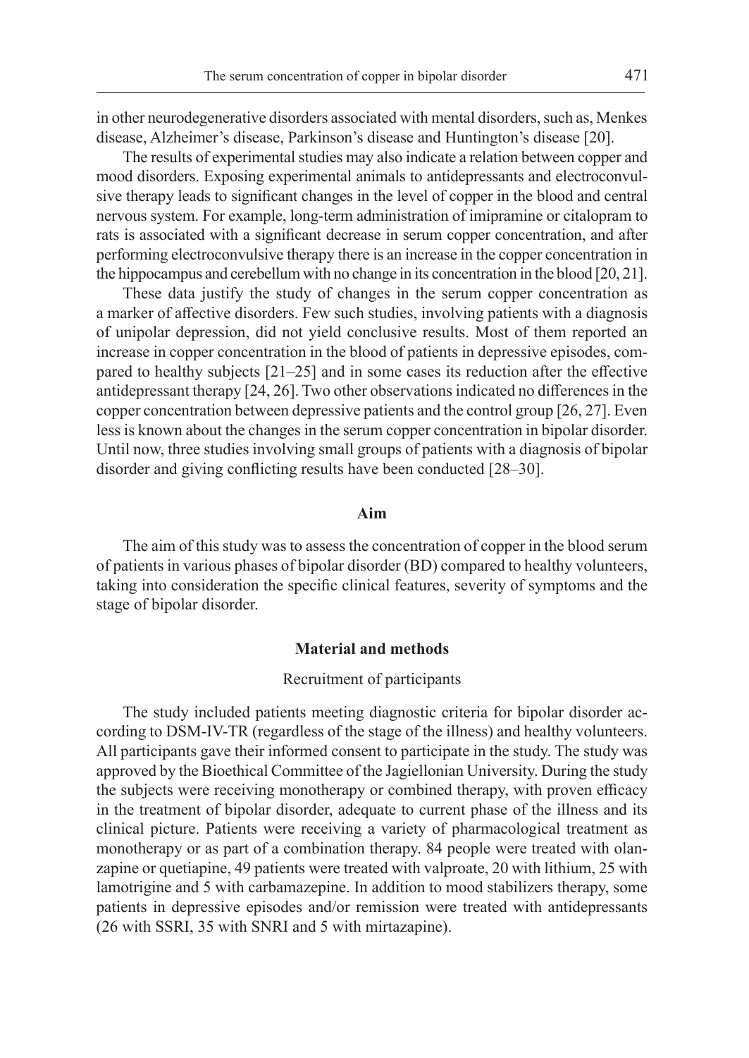in other neurodegenerative disorders associated with mental disorders, such as, Menkes disease, Alzheimer's disease, Parkinson's disease and Huntington's disease [20].

The results of experimental studies may also indicate a relation between copper and mood disorders. Exposing experimental animals to antidepressants and electroconvulsive therapy leads to significant changes in the level of copper in the blood and central nervous system. For example, long-term administration of imipramine or citalopram to rats is associated with a significant decrease in serum copper concentration, and after performing electroconvulsive therapy there is an increase in the copper concentration in the hippocampus and cerebellum with no change in its concentration in the blood [20, 21].

These data justify the study of changes in the serum copper concentration as a marker of affective disorders. Few such studies, involving patients with a diagnosis of unipolar depression, did not yield conclusive results. Most of them reported an increase in copper concentration in the blood of patients in depressive episodes, compared to healthy subjects [21–25] and in some cases its reduction after the effective antidepressant therapy [24, 26]. Two other observations indicated no differences in the copper concentration between depressive patients and the control group [26, 27]. Even less is known about the changes in the serum copper concentration in bipolar disorder. Until now, three studies involving small groups of patients with a diagnosis of bipolar disorder and giving conflicting results have been conducted [28–30].

## Aim

The aim of this study was to assess the concentration of copper in the blood serum of patients in various phases of bipolar disorder (BD) compared to healthy volunteers, taking into consideration the specific clinical features, severity of symptoms and the stage of bipolar disorder.

## Material and methods

### Recruitment of participants

The study included patients meeting diagnostic criteria for bipolar disorder according to DSM-IV-TR (regardless of the stage of the illness) and healthy volunteers. All participants gave their informed consent to participate in the study. The study was approved by the Bioethical Committee of the Jagiellonian University. During the study the subjects were receiving monotherapy or combined therapy, with proven efficacy in the treatment of bipolar disorder, adequate to current phase of the illness and its clinical picture. Patients were receiving a variety of pharmacological treatment as monotherapy or as part of a combination therapy. 84 people were treated with olanzapine or quetiapine, 49 patients were treated with valproate, 20 with lithium, 25 with lamotrigine and 5 with carbamazepine. In addition to mood stabilizers therapy, some patients in depressive episodes and/or remission were treated with antidepressants (26 with SSRI, 35 with SNRI and 5 with mirtazapine).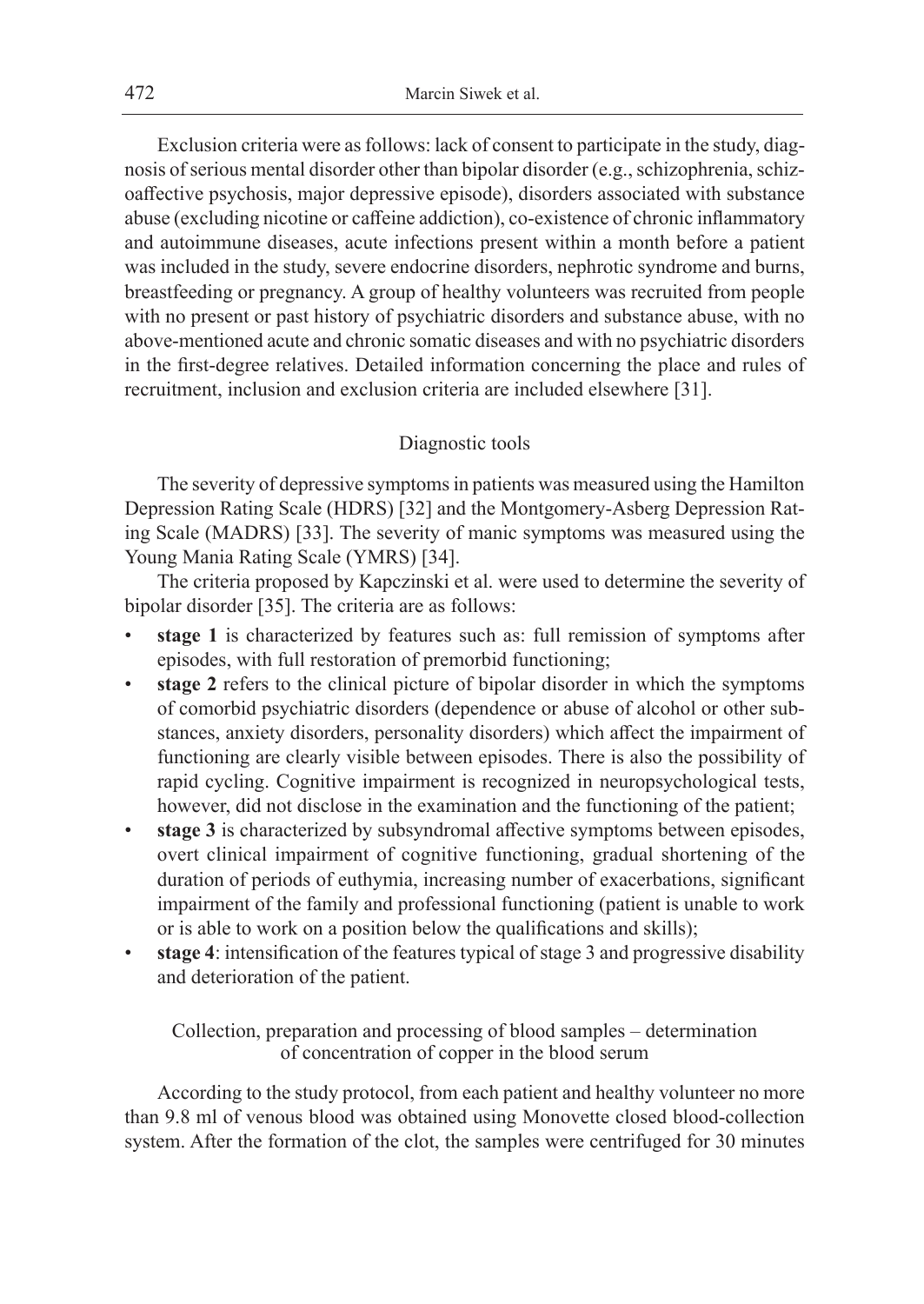Exclusion criteria were as follows: lack of consent to participate in the study, diagnosis of serious mental disorder other than bipolar disorder (e.g., schizophrenia, schizoaffective psychosis, major depressive episode), disorders associated with substance abuse (excluding nicotine or caffeine addiction), co-existence of chronic inflammatory and autoimmune diseases, acute infections present within a month before a patient was included in the study, severe endocrine disorders, nephrotic syndrome and burns, breastfeeding or pregnancy. A group of healthy volunteers was recruited from people with no present or past history of psychiatric disorders and substance abuse, with no above-mentioned acute and chronic somatic diseases and with no psychiatric disorders in the first-degree relatives. Detailed information concerning the place and rules of recruitment, inclusion and exclusion criteria are included elsewhere [31].

### Diagnostic tools

The severity of depressive symptoms in patients was measured using the Hamilton Depression Rating Scale (HDRS) [32] and the Montgomery-Asberg Depression Rating Scale (MADRS) [33]. The severity of manic symptoms was measured using the Young Mania Rating Scale (YMRS) [34].

The criteria proposed by Kapczinski et al. were used to determine the severity of bipolar disorder [35]. The criteria are as follows:

- **stage 1** is characterized by features such as: full remission of symptoms after episodes, with full restoration of premorbid functioning;
- **stage 2** refers to the clinical picture of bipolar disorder in which the symptoms of comorbid psychiatric disorders (dependence or abuse of alcohol or other substances, anxiety disorders, personality disorders) which affect the impairment of functioning are clearly visible between episodes. There is also the possibility of rapid cycling. Cognitive impairment is recognized in neuropsychological tests, however, did not disclose in the examination and the functioning of the patient;
- **stage 3** is characterized by subsyndromal affective symptoms between episodes, overt clinical impairment of cognitive functioning, gradual shortening of the duration of periods of euthymia, increasing number of exacerbations, significant impairment of the family and professional functioning (patient is unable to work or is able to work on a position below the qualifications and skills);
- **stage 4**: intensification of the features typical of stage 3 and progressive disability and deterioration of the patient.

### Collection, preparation and processing of blood samples – determination of concentration of copper in the blood serum

According to the study protocol, from each patient and healthy volunteer no more than 9.8 ml of venous blood was obtained using Monovette closed blood-collection system. After the formation of the clot, the samples were centrifuged for 30 minutes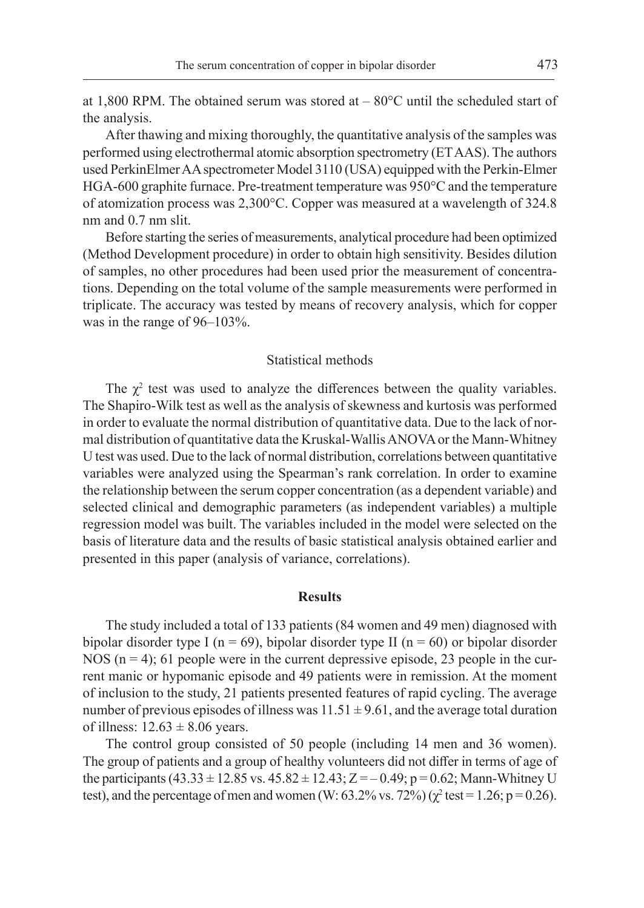at 1,800 RPM. The obtained serum was stored at – 80°C until the scheduled start of the analysis.

After thawing and mixing thoroughly, the quantitative analysis of the samples was performed using electrothermal atomic absorption spectrometry (ET AAS). The authors used PerkinElmer AA spectrometer Model 3110 (USA) equipped with the Perkin-Elmer HGA-600 graphite furnace. Pre-treatment temperature was 950°C and the temperature of atomization process was 2,300°C. Copper was measured at a wavelength of 324.8 nm and 0.7 nm slit.

Before starting the series of measurements, analytical procedure had been optimized (Method Development procedure) in order to obtain high sensitivity. Besides dilution of samples, no other procedures had been used prior the measurement of concentrations. Depending on the total volume of the sample measurements were performed in triplicate. The accuracy was tested by means of recovery analysis, which for copper was in the range of 96–103%.

### Statistical methods

The $\chi^2$ test was used to analyze the differences between the quality variables. The Shapiro-Wilk test as well as the analysis of skewness and kurtosis was performed in order to evaluate the normal distribution of quantitative data. Due to the lack of normal distribution of quantitative data the Kruskal-Wallis ANOVA or the Mann-Whitney U test was used. Due to the lack of normal distribution, correlations between quantitative variables were analyzed using the Spearman's rank correlation. In order to examine the relationship between the serum copper concentration (as a dependent variable) and selected clinical and demographic parameters (as independent variables) a multiple regression model was built. The variables included in the model were selected on the basis of literature data and the results of basic statistical analysis obtained earlier and presented in this paper (analysis of variance, correlations).

## Results

The study included a total of 133 patients (84 women and 49 men) diagnosed with bipolar disorder type I ($n = 69$), bipolar disorder type II ($n = 60$) or bipolar disorder NOS ($n = 4$); 61 people were in the current depressive episode, 23 people in the current manic or hypomanic episode and 49 patients were in remission. At the moment of inclusion to the study, 21 patients presented features of rapid cycling. The average number of previous episodes of illness was $11.51 \pm 9.61$, and the average total duration of illness: $12.63 \pm 8.06$ years.

The control group consisted of 50 people (including 14 men and 36 women). The group of patients and a group of healthy volunteers did not differ in terms of age of the participants ($43.33 \pm 12.85$ vs. $45.82 \pm 12.43$; $Z = -0.49$; $p = 0.62$; Mann-Whitney U test), and the percentage of men and women (W: 63.2% vs. 72%) ($\chi^2$ test $= 1.26$; $p = 0.26$).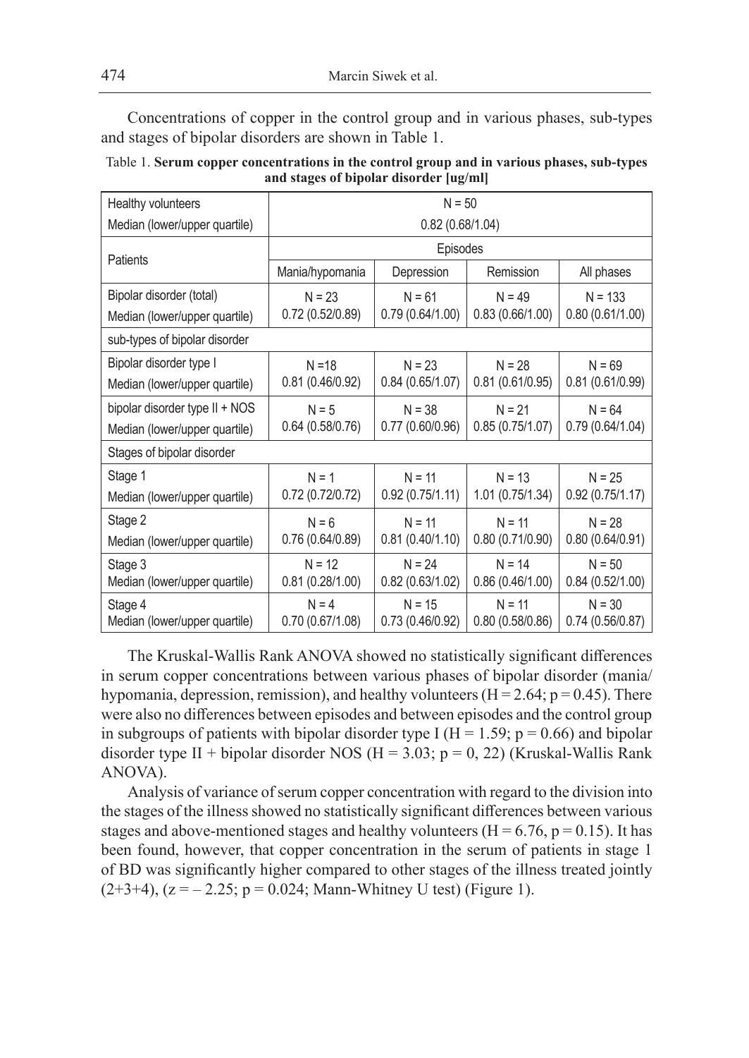Concentrations of copper in the control group and in various phases, sub-types and stages of bipolar disorders are shown in Table 1.

Table 1. **Serum copper concentrations in the control group and in various phases, sub-types and stages of bipolar disorder [ug/ml]**

| Healthy volunteers<br>Median (lower/upper quartile) | N = 50<br>0.82 (0.68/1.04) | | | |
|---|---|---|---|---|
| Patients | Episodes | | | |
| | Mania/hypomania | Depression | Remission | All phases |
| Bipolar disorder (total)<br>Median (lower/upper quartile) | N = 23<br>0.72 (0.52/0.89) | N = 61<br>0.79 (0.64/1.00) | N = 49<br>0.83 (0.66/1.00) | N = 133<br>0.80 (0.61/1.00) |
| sub-types of bipolar disorder | | | | |
| Bipolar disorder type I<br>Median (lower/upper quartile) | N =18<br>0.81 (0.46/0.92) | N = 23<br>0.84 (0.65/1.07) | N = 28<br>0.81 (0.61/0.95) | N = 69<br>0.81 (0.61/0.99) |
| bipolar disorder type II + NOS<br>Median (lower/upper quartile) | N = 5<br>0.64 (0.58/0.76) | N = 38<br>0.77 (0.60/0.96) | N = 21<br>0.85 (0.75/1.07) | N = 64<br>0.79 (0.64/1.04) |
| Stages of bipolar disorder | | | | |
| Stage 1<br>Median (lower/upper quartile) | N = 1<br>0.72 (0.72/0.72) | N = 11<br>0.92 (0.75/1.11) | N = 13<br>1.01 (0.75/1.34) | N = 25<br>0.92 (0.75/1.17) |
| Stage 2<br>Median (lower/upper quartile) | N = 6<br>0.76 (0.64/0.89) | N = 11<br>0.81 (0.40/1.10) | N = 11<br>0.80 (0.71/0.90) | N = 28<br>0.80 (0.64/0.91) |
| Stage 3<br>Median (lower/upper quartile) | N = 12<br>0.81 (0.28/1.00) | N = 24<br>0.82 (0.63/1.02) | N = 14<br>0.86 (0.46/1.00) | N = 50<br>0.84 (0.52/1.00) |
| Stage 4<br>Median (lower/upper quartile) | N = 4<br>0.70 (0.67/1.08) | N = 15<br>0.73 (0.46/0.92) | N = 11<br>0.80 (0.58/0.86) | N = 30<br>0.74 (0.56/0.87) |

The Kruskal-Wallis Rank ANOVA showed no statistically significant differences in serum copper concentrations between various phases of bipolar disorder (mania/hypomania, depression, remission), and healthy volunteers ($H = 2.64$; $p = 0.45$). There were also no differences between episodes and between episodes and the control group in subgroups of patients with bipolar disorder type I ($H = 1.59$; $p = 0.66$) and bipolar disorder type II + bipolar disorder NOS ($H = 3.03$; $p = 0, 22$) (Kruskal-Wallis Rank ANOVA).

Analysis of variance of serum copper concentration with regard to the division into the stages of the illness showed no statistically significant differences between various stages and above-mentioned stages and healthy volunteers ($H = 6.76$, $p = 0.15$). It has been found, however, that copper concentration in the serum of patients in stage 1 of BD was significantly higher compared to other stages of the illness treated jointly (2+3+4), ($z = -2.25$; $p = 0.024$; Mann-Whitney U test) (Figure 1).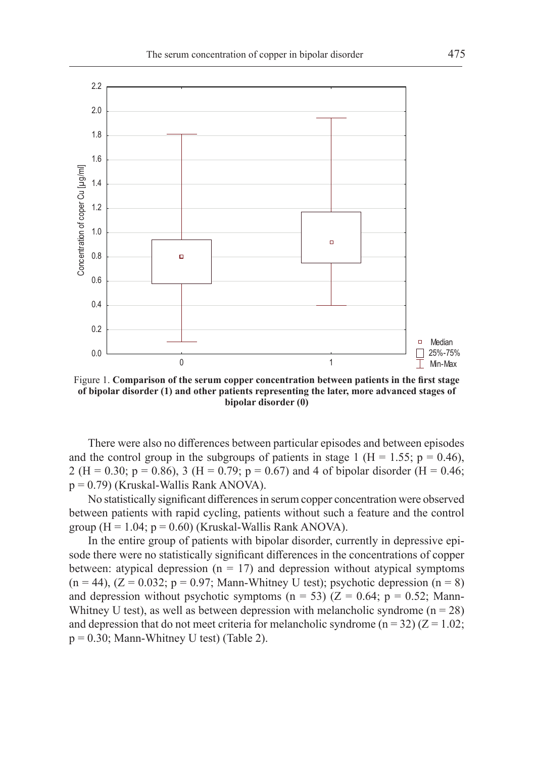Figure 1. **Comparison of the serum copper concentration between patients in the first stage of bipolar disorder (1) and other patients representing the later, more advanced stages of bipolar disorder (0)**

There were also no differences between particular episodes and between episodes and the control group in the subgroups of patients in stage 1 ($H = 1.55$; $p = 0.46$), 2 ($H = 0.30$; $p = 0.86$), 3 ($H = 0.79$; $p = 0.67$) and 4 of bipolar disorder ($H = 0.46$; $p = 0.79$) (Kruskal-Wallis Rank ANOVA).

No statistically significant differences in serum copper concentration were observed between patients with rapid cycling, patients without such a feature and the control group ($H = 1.04$; $p = 0.60$) (Kruskal-Wallis Rank ANOVA).

In the entire group of patients with bipolar disorder, currently in depressive episode there were no statistically significant differences in the concentrations of copper between: atypical depression ($n = 17$) and depression without atypical symptoms ($n = 44$), ($Z = 0.032$; $p = 0.97$; Mann-Whitney U test); psychotic depression ($n = 8$) and depression without psychotic symptoms ($n = 53$) ($Z = 0.64$; $p = 0.52$; Mann-Whitney U test), as well as between depression with melancholic syndrome ($n = 28$) and depression that do not meet criteria for melancholic syndrome ($n = 32$) ($Z = 1.02$; $p = 0.30$; Mann-Whitney U test) (Table 2).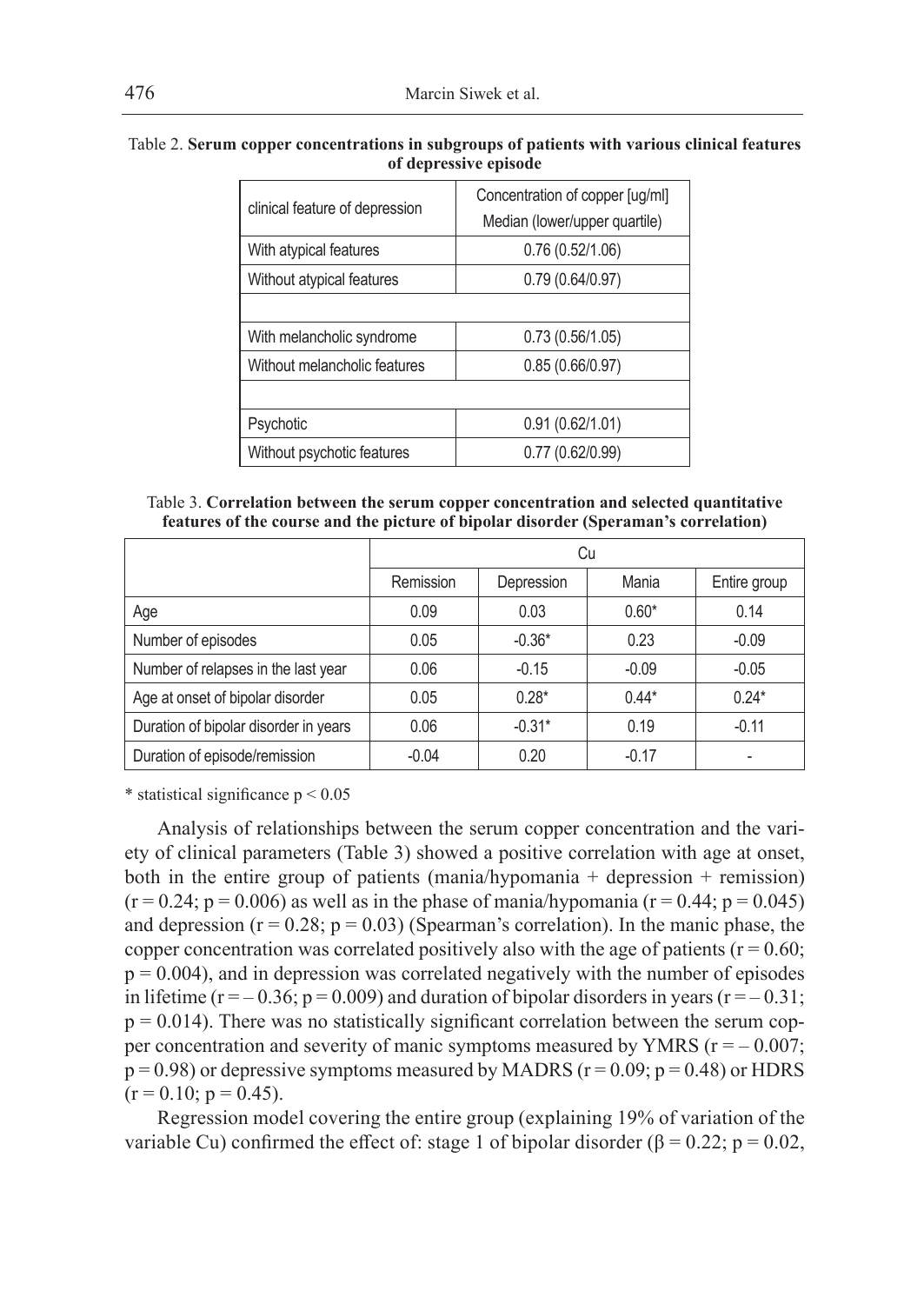Table 2. **Serum copper concentrations in subgroups of patients with various clinical features of depressive episode**

| clinical feature of depression | Concentration of copper [ug/ml] Median (lower/upper quartile) |
|---|---|
| With atypical features | 0.76 (0.52/1.06) |
| Without atypical features | 0.79 (0.64/0.97) |
| | |
| With melancholic syndrome | 0.73 (0.56/1.05) |
| Without melancholic features | 0.85 (0.66/0.97) |
| | |
| Psychotic | 0.91 (0.62/1.01) |
| Without psychotic features | 0.77 (0.62/0.99) |

Table 3. **Correlation between the serum copper concentration and selected quantitative features of the course and the picture of bipolar disorder (Speraman's correlation)**

| | Cu | | | |
|---|---|---|---|---|
| | Remission | Depression | Mania | Entire group |
| Age | 0.09 | 0.03 | 0.60* | 0.14 |
| Number of episodes | 0.05 | -0.36* | 0.23 | -0.09 |
| Number of relapses in the last year | 0.06 | -0.15 | -0.09 | -0.05 |
| Age at onset of bipolar disorder | 0.05 | 0.28* | 0.44* | 0.24* |
| Duration of bipolar disorder in years | 0.06 | -0.31* | 0.19 | -0.11 |
| Duration of episode/remission | -0.04 | 0.20 | -0.17 | - |

\* statistical significance $p < 0.05$

Analysis of relationships between the serum copper concentration and the variety of clinical parameters (Table 3) showed a positive correlation with age at onset, both in the entire group of patients (mania/hypomania + depression + remission) ($r = 0.24$; $p = 0.006$) as well as in the phase of mania/hypomania ($r = 0.44$; $p = 0.045$) and depression ($r = 0.28$; $p = 0.03$) (Spearman's correlation). In the manic phase, the copper concentration was correlated positively also with the age of patients ($r = 0.60$; $p = 0.004$), and in depression was correlated negatively with the number of episodes in lifetime ($r = -0.36$; $p = 0.009$) and duration of bipolar disorders in years ($r = -0.31$; $p = 0.014$). There was no statistically significant correlation between the serum copper concentration and severity of manic symptoms measured by YMRS ($r = -0.007$; $p = 0.98$) or depressive symptoms measured by MADRS ($r = 0.09$; $p = 0.48$) or HDRS ($r = 0.10$; $p = 0.45$).

Regression model covering the entire group (explaining 19% of variation of the variable Cu) confirmed the effect of: stage 1 of bipolar disorder ($\beta = 0.22$; $p = 0.02$,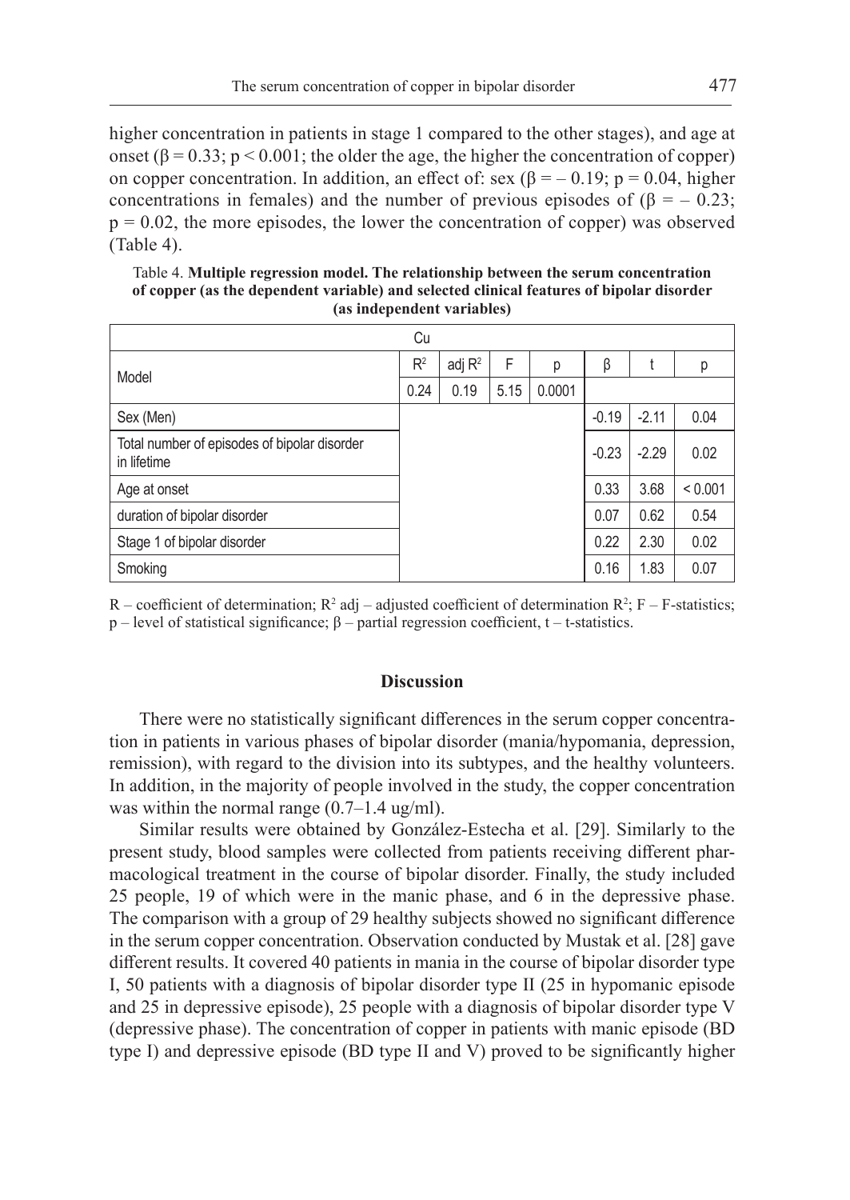higher concentration in patients in stage 1 compared to the other stages), and age at onset ($\beta = 0.33$; $p < 0.001$; the older the age, the higher the concentration of copper) on copper concentration. In addition, an effect of: sex ($\beta = -0.19$; $p = 0.04$, higher concentrations in females) and the number of previous episodes of ($\beta = -0.23$; $p = 0.02$, the more episodes, the lower the concentration of copper) was observed (Table 4).

Table 4. **Multiple regression model. The relationship between the serum concentration of copper (as the dependent variable) and selected clinical features of bipolar disorder (as independent variables)**

| Cu | | | | | | | |
|---|---|---|---|---|---|---|---|
| Model | $R^2$ | adj $R^2$ | F | p | β | t | p |
| | 0.24 | 0.19 | 5.15 | 0.0001 | | | |
| Sex (Men) | | | | | -0.19 | -2.11 | 0.04 |
| Total number of episodes of bipolar disorder in lifetime | | | | | -0.23 | -2.29 | 0.02 |
| Age at onset | | | | | 0.33 | 3.68 | < 0.001 |
| duration of bipolar disorder | | | | | 0.07 | 0.62 | 0.54 |
| Stage 1 of bipolar disorder | | | | | 0.22 | 2.30 | 0.02 |
| Smoking | | | | | 0.16 | 1.83 | 0.07 |

R – coefficient of determination; $R^2$ adj – adjusted coefficient of determination $R^2$; F – F-statistics; p – level of statistical significance; β – partial regression coefficient, t – t-statistics.

## Discussion

There were no statistically significant differences in the serum copper concentration in patients in various phases of bipolar disorder (mania/hypomania, depression, remission), with regard to the division into its subtypes, and the healthy volunteers. In addition, in the majority of people involved in the study, the copper concentration was within the normal range (0.7–1.4 ug/ml).

Similar results were obtained by González-Estecha et al. [29]. Similarly to the present study, blood samples were collected from patients receiving different pharmacological treatment in the course of bipolar disorder. Finally, the study included 25 people, 19 of which were in the manic phase, and 6 in the depressive phase. The comparison with a group of 29 healthy subjects showed no significant difference in the serum copper concentration. Observation conducted by Mustak et al. [28] gave different results. It covered 40 patients in mania in the course of bipolar disorder type I, 50 patients with a diagnosis of bipolar disorder type II (25 in hypomanic episode and 25 in depressive episode), 25 people with a diagnosis of bipolar disorder type V (depressive phase). The concentration of copper in patients with manic episode (BD type I) and depressive episode (BD type II and V) proved to be significantly higher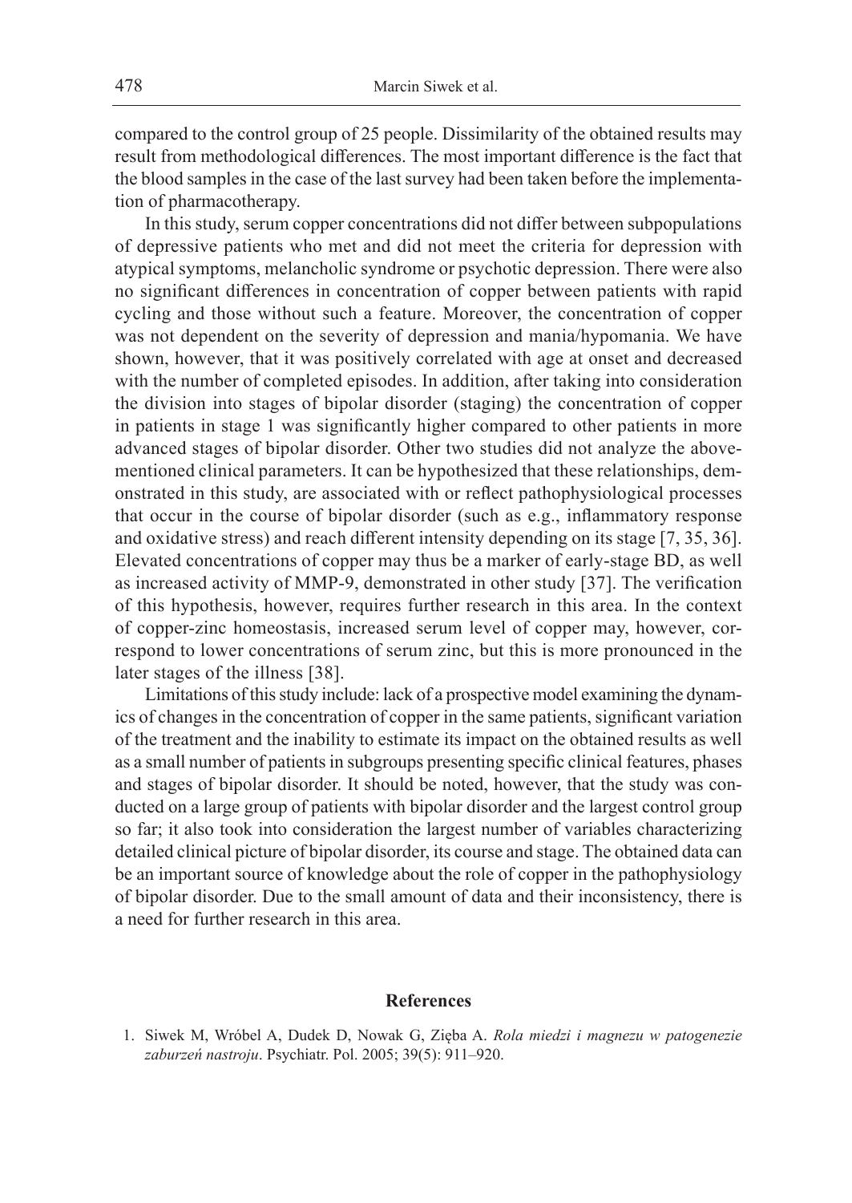compared to the control group of 25 people. Dissimilarity of the obtained results may result from methodological differences. The most important difference is the fact that the blood samples in the case of the last survey had been taken before the implementation of pharmacotherapy.

In this study, serum copper concentrations did not differ between subpopulations of depressive patients who met and did not meet the criteria for depression with atypical symptoms, melancholic syndrome or psychotic depression. There were also no significant differences in concentration of copper between patients with rapid cycling and those without such a feature. Moreover, the concentration of copper was not dependent on the severity of depression and mania/hypomania. We have shown, however, that it was positively correlated with age at onset and decreased with the number of completed episodes. In addition, after taking into consideration the division into stages of bipolar disorder (staging) the concentration of copper in patients in stage 1 was significantly higher compared to other patients in more advanced stages of bipolar disorder. Other two studies did not analyze the abovementioned clinical parameters. It can be hypothesized that these relationships, demonstrated in this study, are associated with or reflect pathophysiological processes that occur in the course of bipolar disorder (such as e.g., inflammatory response and oxidative stress) and reach different intensity depending on its stage [7, 35, 36]. Elevated concentrations of copper may thus be a marker of early-stage BD, as well as increased activity of MMP-9, demonstrated in other study [37]. The verification of this hypothesis, however, requires further research in this area. In the context of copper-zinc homeostasis, increased serum level of copper may, however, correspond to lower concentrations of serum zinc, but this is more pronounced in the later stages of the illness [38].

Limitations of this study include: lack of a prospective model examining the dynamics of changes in the concentration of copper in the same patients, significant variation of the treatment and the inability to estimate its impact on the obtained results as well as a small number of patients in subgroups presenting specific clinical features, phases and stages of bipolar disorder. It should be noted, however, that the study was conducted on a large group of patients with bipolar disorder and the largest control group so far; it also took into consideration the largest number of variables characterizing detailed clinical picture of bipolar disorder, its course and stage. The obtained data can be an important source of knowledge about the role of copper in the pathophysiology of bipolar disorder. Due to the small amount of data and their inconsistency, there is a need for further research in this area.

## References

1. Siwek M, Wróbel A, Dudek D, Nowak G, Zięba A. *Rola miedzi i magnezu w patogenezie zaburzeń nastroju*. Psychiatr. Pol. 2005; 39(5): 911–920.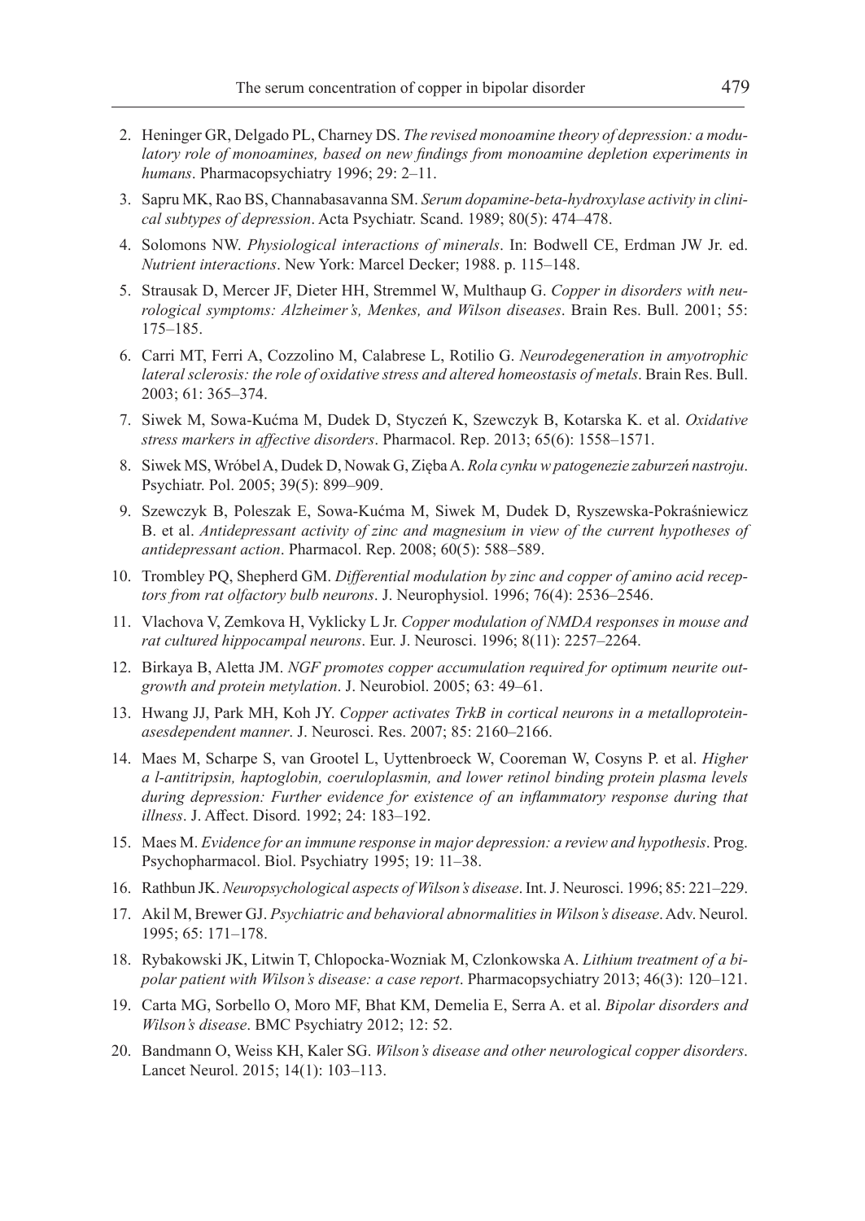2. Heninger GR, Delgado PL, Charney DS. *The revised monoamine theory of depression: a modulatory role of monoamines, based on new findings from monoamine depletion experiments in humans*. Pharmacopsychiatry 1996; 29: 2–11.
3. Sapru MK, Rao BS, Channabasavanna SM. *Serum dopamine-beta-hydroxylase activity in clinical subtypes of depression*. Acta Psychiatr. Scand. 1989; 80(5): 474–478.
4. Solomons NW. *Physiological interactions of minerals*. In: Bodwell CE, Erdman JW Jr. ed. *Nutrient interactions*. New York: Marcel Decker; 1988. p. 115–148.
5. Strausak D, Mercer JF, Dieter HH, Stremmel W, Multhaup G. *Copper in disorders with neurological symptoms: Alzheimer's, Menkes, and Wilson diseases*. Brain Res. Bull. 2001; 55: 175–185.
6. Carri MT, Ferri A, Cozzolino M, Calabrese L, Rotilio G. *Neurodegeneration in amyotrophic lateral sclerosis: the role of oxidative stress and altered homeostasis of metals*. Brain Res. Bull. 2003; 61: 365–374.
7. Siwek M, Sowa-Kućma M, Dudek D, Styczeń K, Szewczyk B, Kotarska K. et al. *Oxidative stress markers in affective disorders*. Pharmacol. Rep. 2013; 65(6): 1558–1571.
8. Siwek MS, Wróbel A, Dudek D, Nowak G, Zięba A. *Rola cynku w patogenezie zaburzeń nastroju*. Psychiatr. Pol. 2005; 39(5): 899–909.
9. Szewczyk B, Poleszak E, Sowa-Kućma M, Siwek M, Dudek D, Ryszewska-Pokraśniewicz B. et al. *Antidepressant activity of zinc and magnesium in view of the current hypotheses of antidepressant action*. Pharmacol. Rep. 2008; 60(5): 588–589.
10. Trombley PQ, Shepherd GM. *Differential modulation by zinc and copper of amino acid receptors from rat olfactory bulb neurons*. J. Neurophysiol. 1996; 76(4): 2536–2546.
11. Vlachova V, Zemkova H, Vyklicky L Jr. *Copper modulation of NMDA responses in mouse and rat cultured hippocampal neurons*. Eur. J. Neurosci. 1996; 8(11): 2257–2264.
12. Birkaya B, Aletta JM. *NGF promotes copper accumulation required for optimum neurite outgrowth and protein metylation*. J. Neurobiol. 2005; 63: 49–61.
13. Hwang JJ, Park MH, Koh JY. *Copper activates TrkB in cortical neurons in a metalloproteinasesdependent manner*. J. Neurosci. Res. 2007; 85: 2160–2166.
14. Maes M, Scharpe S, van Grootel L, Uyttenbroeck W, Cooreman W, Cosyns P. et al. *Higher a l-antitripsin, haptoglobin, coeruloplasmin, and lower retinol binding protein plasma levels during depression: Further evidence for existence of an inflammatory response during that illness*. J. Affect. Disord. 1992; 24: 183–192.
15. Maes M. *Evidence for an immune response in major depression: a review and hypothesis*. Prog. Psychopharmacol. Biol. Psychiatry 1995; 19: 11–38.
16. Rathbun JK. *Neuropsychological aspects of Wilson's disease*. Int. J. Neurosci. 1996; 85: 221–229.
17. Akil M, Brewer GJ. *Psychiatric and behavioral abnormalities in Wilson's disease*. Adv. Neurol. 1995; 65: 171–178.
18. Rybakowski JK, Litwin T, Chlopocka-Wozniak M, Czlonkowska A. *Lithium treatment of a bipolar patient with Wilson's disease: a case report*. Pharmacopsychiatry 2013; 46(3): 120–121.
19. Carta MG, Sorbello O, Moro MF, Bhat KM, Demelia E, Serra A. et al. *Bipolar disorders and Wilson's disease*. BMC Psychiatry 2012; 12: 52.
20. Bandmann O, Weiss KH, Kaler SG. *Wilson's disease and other neurological copper disorders*. Lancet Neurol. 2015; 14(1): 103–113.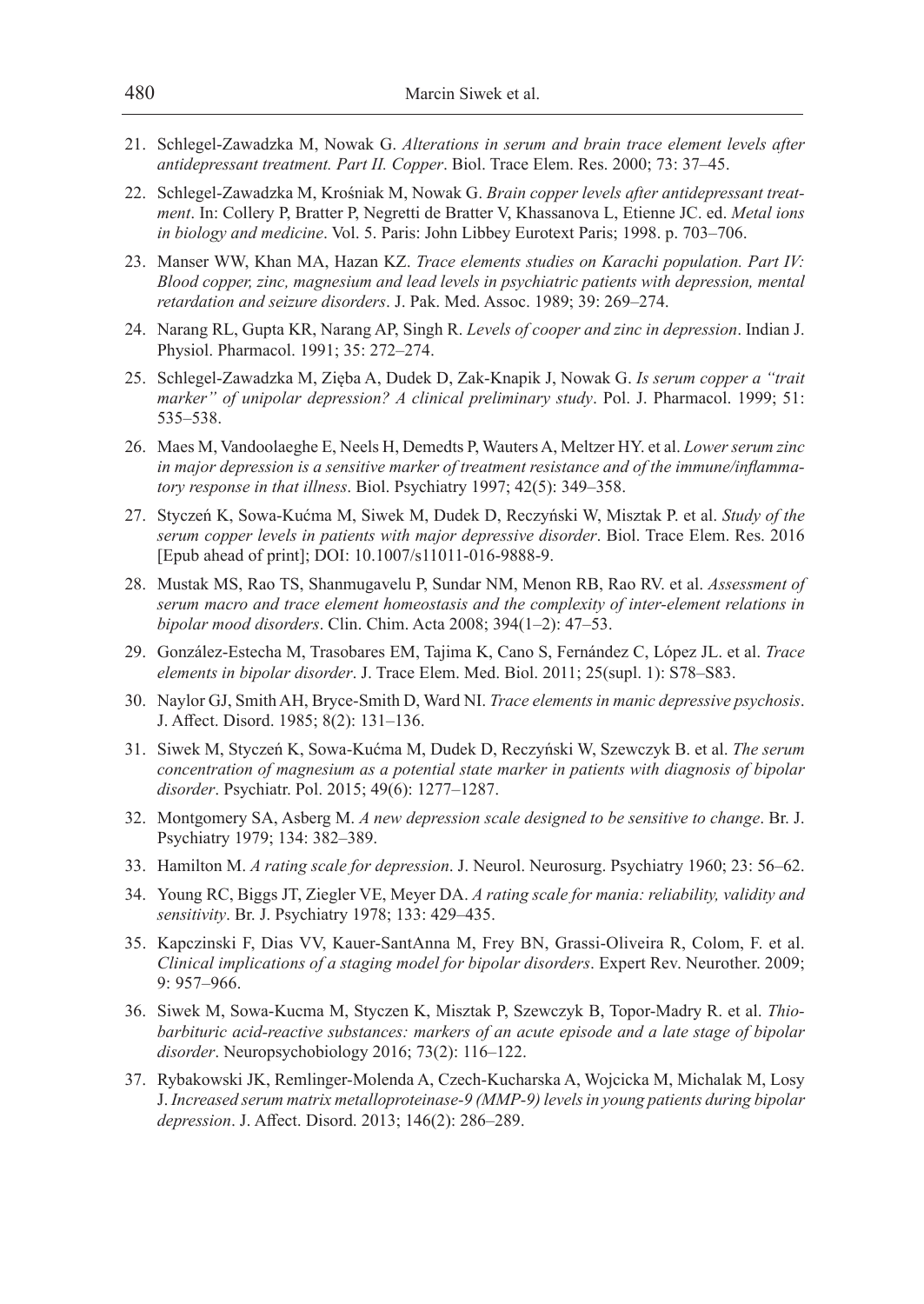21. Schlegel-Zawadzka M, Nowak G. *Alterations in serum and brain trace element levels after antidepressant treatment. Part II. Copper*. Biol. Trace Elem. Res. 2000; 73: 37–45.

22. Schlegel-Zawadzka M, Krośniak M, Nowak G. *Brain copper levels after antidepressant treatment*. In: Collery P, Bratter P, Negretti de Bratter V, Khassanova L, Etienne JC. ed. *Metal ions in biology and medicine*. Vol. 5. Paris: John Libbey Eurotext Paris; 1998. p. 703–706.

23. Manser WW, Khan MA, Hazan KZ. *Trace elements studies on Karachi population. Part IV: Blood copper, zinc, magnesium and lead levels in psychiatric patients with depression, mental retardation and seizure disorders*. J. Pak. Med. Assoc. 1989; 39: 269–274.

24. Narang RL, Gupta KR, Narang AP, Singh R. *Levels of cooper and zinc in depression*. Indian J. Physiol. Pharmacol. 1991; 35: 272–274.

25. Schlegel-Zawadzka M, Zięba A, Dudek D, Zak-Knapik J, Nowak G. *Is serum copper a "trait marker" of unipolar depression? A clinical preliminary study*. Pol. J. Pharmacol. 1999; 51: 535–538.

26. Maes M, Vandoolaeghe E, Neels H, Demedts P, Wauters A, Meltzer HY. et al. *Lower serum zinc in major depression is a sensitive marker of treatment resistance and of the immune/inflammatory response in that illness*. Biol. Psychiatry 1997; 42(5): 349–358.

27. Styczeń K, Sowa-Kućma M, Siwek M, Dudek D, Reczyński W, Misztak P. et al. *Study of the serum copper levels in patients with major depressive disorder*. Biol. Trace Elem. Res. 2016 [Epub ahead of print]; DOI: 10.1007/s11011-016-9888-9.

28. Mustak MS, Rao TS, Shanmugavelu P, Sundar NM, Menon RB, Rao RV. et al. *Assessment of serum macro and trace element homeostasis and the complexity of inter-element relations in bipolar mood disorders*. Clin. Chim. Acta 2008; 394(1–2): 47–53.

29. González-Estecha M, Trasobares EM, Tajima K, Cano S, Fernández C, López JL. et al. *Trace elements in bipolar disorder*. J. Trace Elem. Med. Biol. 2011; 25(supl. 1): S78–S83.

30. Naylor GJ, Smith AH, Bryce-Smith D, Ward NI. *Trace elements in manic depressive psychosis*. J. Affect. Disord. 1985; 8(2): 131–136.

31. Siwek M, Styczeń K, Sowa-Kućma M, Dudek D, Reczyński W, Szewczyk B. et al. *The serum concentration of magnesium as a potential state marker in patients with diagnosis of bipolar disorder*. Psychiatr. Pol. 2015; 49(6): 1277–1287.

32. Montgomery SA, Asberg M. *A new depression scale designed to be sensitive to change*. Br. J. Psychiatry 1979; 134: 382–389.

33. Hamilton M. *A rating scale for depression*. J. Neurol. Neurosurg. Psychiatry 1960; 23: 56–62.

34. Young RC, Biggs JT, Ziegler VE, Meyer DA. *A rating scale for mania: reliability, validity and sensitivity*. Br. J. Psychiatry 1978; 133: 429–435.

35. Kapczinski F, Dias VV, Kauer-SantAnna M, Frey BN, Grassi-Oliveira R, Colom, F. et al. *Clinical implications of a staging model for bipolar disorders*. Expert Rev. Neurother. 2009; 9: 957–966.

36. Siwek M, Sowa-Kucma M, Styczen K, Misztak P, Szewczyk B, Topor-Madry R. et al. *Thiobarbituric acid-reactive substances: markers of an acute episode and a late stage of bipolar disorder*. Neuropsychobiology 2016; 73(2): 116–122.

37. Rybakowski JK, Remlinger-Molenda A, Czech-Kucharska A, Wojcicka M, Michalak M, Losy J. *Increased serum matrix metalloproteinase-9 (MMP-9) levels in young patients during bipolar depression*. J. Affect. Disord. 2013; 146(2): 286–289.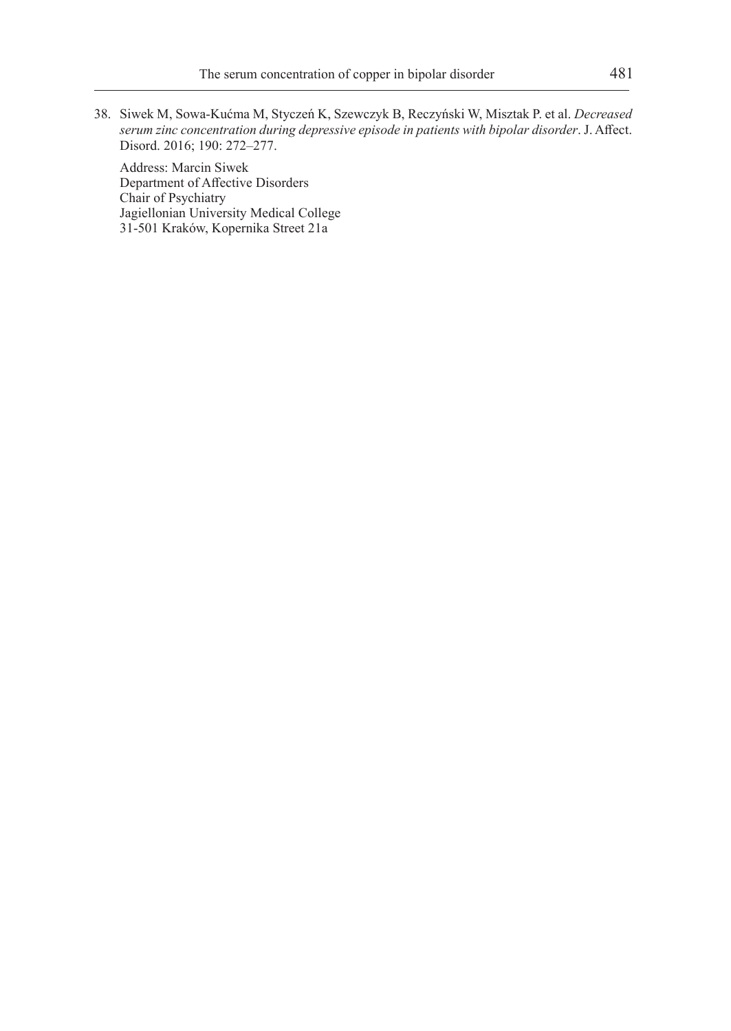38. Siwek M, Sowa-Kućma M, Styczeń K, Szewczyk B, Reczyński W, Misztak P. et al. *Decreased serum zinc concentration during depressive episode in patients with bipolar disorder*. J. Affect. Disord. 2016; 190: 272–277.

Address: Marcin Siwek  
Department of Affective Disorders  
Chair of Psychiatry  
Jagiellonian University Medical College  
31-501 Kraków, Kopernika Street 21a